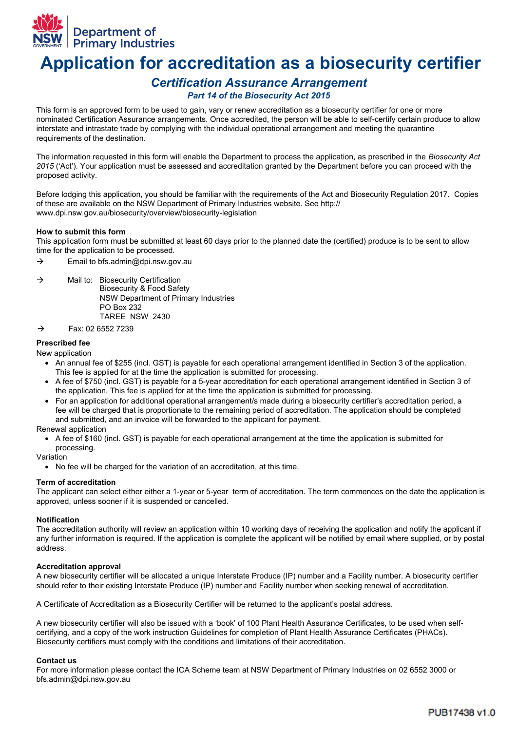Department of Primary Industries

# Application for accreditation as a biosecurity certifier

## *Certification Assurance Arrangement*

### *Part 14 of the Biosecurity Act 2015*

This form is an approved form to be used to gain, vary or renew accreditation as a biosecurity certifier for one or more nominated Certification Assurance arrangements. Once accredited, the person will be able to self-certify certain produce to allow interstate and intrastate trade by complying with the individual operational arrangement and meeting the quarantine requirements of the destination.

The information requested in this form will enable the Department to process the application, as prescribed in the *Biosecurity Act 2015* ('Act'). Your application must be assessed and accreditation granted by the Department before you can proceed with the proposed activity.

Before lodging this application, you should be familiar with the requirements of the Act and Biosecurity Regulation 2017. Copies of these are available on the NSW Department of Primary Industries website. See http://www.dpi.nsw.gov.au/biosecurity/overview/biosecurity-legislation

**How to submit this form**

This application form must be submitted at least 60 days prior to the planned date the (certified) produce is to be sent to allow time for the application to be processed.

→ Email to bfs.admin@dpi.nsw.gov.au

→ Mail to: Biosecurity Certification
Biosecurity & Food Safety
NSW Department of Primary Industries
PO Box 232
TAREE NSW 2430

→ Fax: 02 6552 7239

**Prescribed fee**

New application

- An annual fee of $255 (incl. GST) is payable for each operational arrangement identified in Section 3 of the application. This fee is applied for at the time the application is submitted for processing.
- A fee of $750 (incl. GST) is payable for a 5-year accreditation for each operational arrangement identified in Section 3 of the application. This fee is applied for at the time the application is submitted for processing.
- For an application for additional operational arrangement/s made during a biosecurity certifier's accreditation period, a fee will be charged that is proportionate to the remaining period of accreditation. The application should be completed and submitted, and an invoice will be forwarded to the applicant for payment.

Renewal application

- A fee of $160 (incl. GST) is payable for each operational arrangement at the time the application is submitted for processing.

Variation

- No fee will be charged for the variation of an accreditation, at this time.

**Term of accreditation**

The applicant can select either either a 1-year or 5-year term of accreditation. The term commences on the date the application is approved, unless sooner if it is suspended or cancelled.

**Notification**

The accreditation authority will review an application within 10 working days of receiving the application and notify the applicant if any further information is required. If the application is complete the applicant will be notified by email where supplied, or by postal address.

**Accreditation approval**

A new biosecurity certifier will be allocated a unique Interstate Produce (IP) number and a Facility number. A biosecurity certifier should refer to their existing Interstate Produce (IP) number and Facility number when seeking renewal of accreditation.

A Certificate of Accreditation as a Biosecurity Certifier will be returned to the applicant's postal address.

A new biosecurity certifier will also be issued with a 'book' of 100 Plant Health Assurance Certificates, to be used when self-certifying, and a copy of the work instruction Guidelines for completion of Plant Health Assurance Certificates (PHACs). Biosecurity certifiers must comply with the conditions and limitations of their accreditation.

**Contact us**

For more information please contact the ICA Scheme team at NSW Department of Primary Industries on 02 6552 3000 or bfs.admin@dpi.nsw.gov.au

PUB17438 v1.0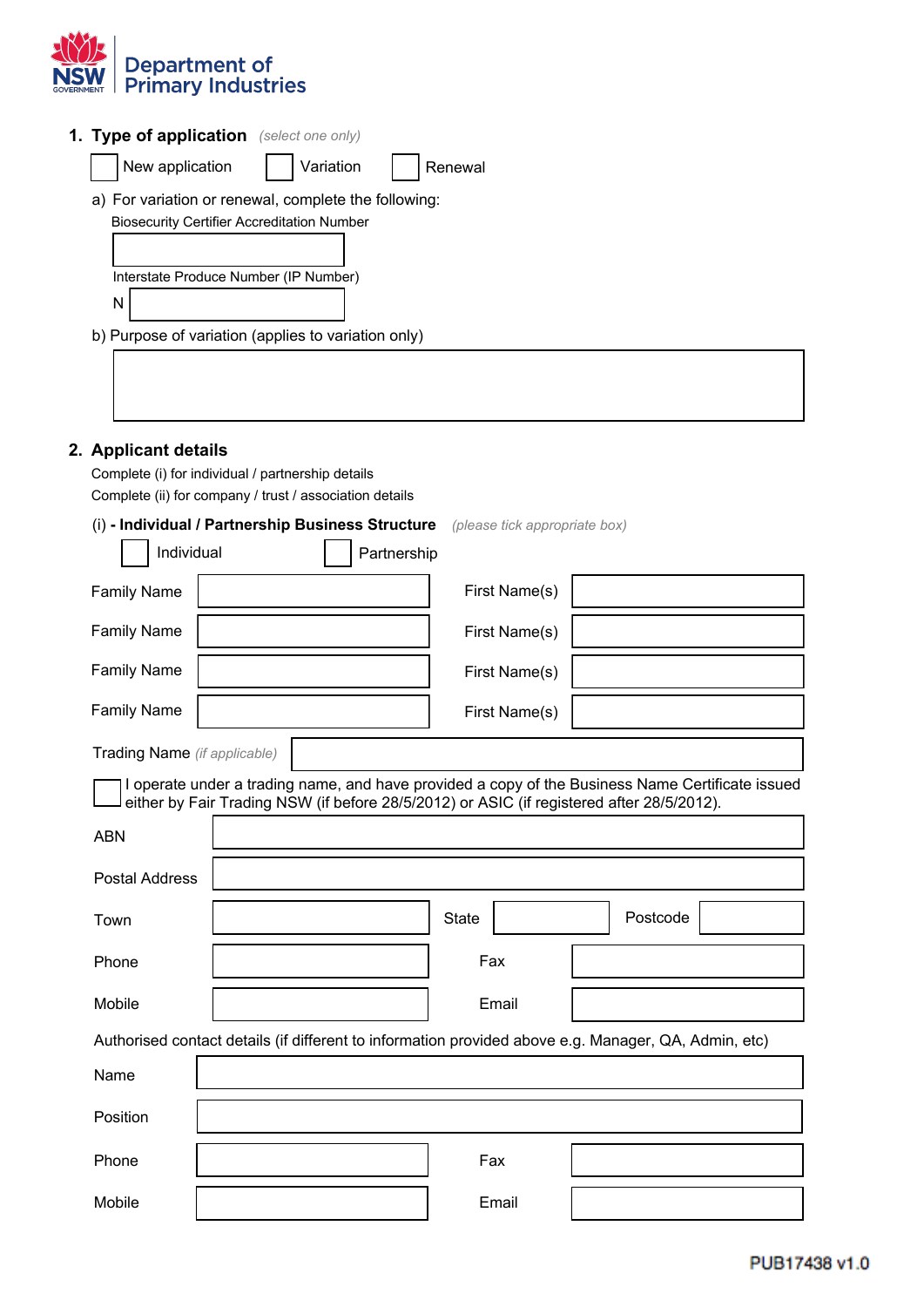## 1. Type of application *(select one only)*

☐ New application ☐ Variation ☐ Renewal

a) For variation or renewal, complete the following:

Biosecurity Certifier Accreditation Number

Interstate Produce Number (IP Number)

N

b) Purpose of variation (applies to variation only)

## 2. Applicant details

Complete (i) for individual / partnership details

Complete (ii) for company / trust / association details

(i) - **Individual / Partnership Business Structure** *(please tick appropriate box)*

☐ Individual ☐ Partnership

| Family Name | | First Name(s) | |
|---|---|---|---|
| Family Name | | First Name(s) | |
| Family Name | | First Name(s) | |
| Family Name | | First Name(s) | |

Trading Name *(if applicable)*

☐ I operate under a trading name, and have provided a copy of the Business Name Certificate issued either by Fair Trading NSW (if before 28/5/2012) or ASIC (if registered after 28/5/2012).

ABN

Postal Address

| Town | | State | | Postcode | |
|---|---|---|---|---|---|

| Phone | | Fax | |
|---|---|---|---|
| Mobile | | Email | |

Authorised contact details (if different to information provided above e.g. Manager, QA, Admin, etc)

Name

Position

| Phone | | Fax | |
|---|---|---|---|
| Mobile | | Email | |

PUB17438 v1.0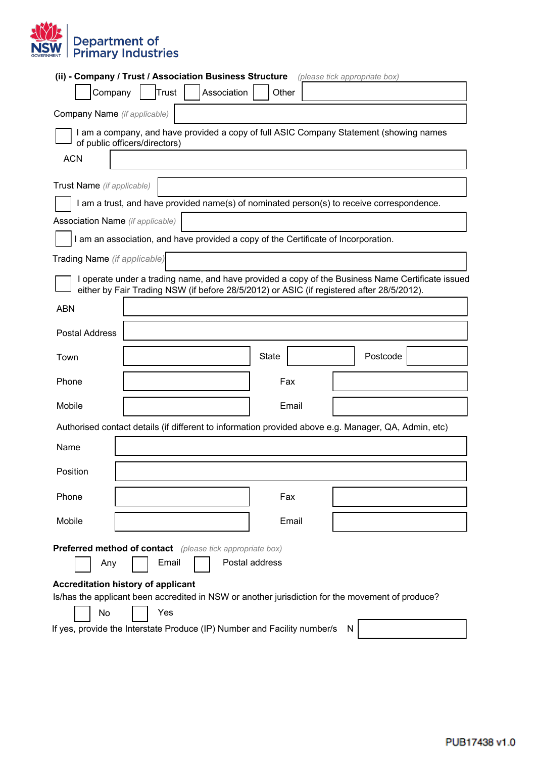**(ii) - Company / Trust / Association Business Structure** *(please tick appropriate box)*

☐ Company ☐ Trust ☐ Association ☐ Other ____________

Company Name *(if applicable)* ____________

☐ I am a company, and have provided a copy of full ASIC Company Statement (showing names of public officers/directors)

ACN ____________

Trust Name *(if applicable)* ____________

☐ I am a trust, and have provided name(s) of nominated person(s) to receive correspondence.

Association Name *(if applicable)* ____________

☐ I am an association, and have provided a copy of the Certificate of Incorporation.

Trading Name *(if applicable)* ____________

☐ I operate under a trading name, and have provided a copy of the Business Name Certificate issued either by Fair Trading NSW (if before 28/5/2012) or ASIC (if registered after 28/5/2012).

| | | | | | |
|---|---|---|---|---|---|
| ABN | | | | | |
| Postal Address | | | | | |
| Town | | State | | Postcode | |
| Phone | | Fax | | | |
| Mobile | | Email | | | |

Authorised contact details (if different to information provided above e.g. Manager, QA, Admin, etc)

| | | | |
|---|---|---|---|
| Name | | | |
| Position | | | |
| Phone | | Fax | |
| Mobile | | Email | |

**Preferred method of contact** *(please tick appropriate box)*

☐ Any ☐ Email ☐ Postal address

**Accreditation history of applicant**

Is/has the applicant been accredited in NSW or another jurisdiction for the movement of produce?

☐ No ☐ Yes

If yes, provide the Interstate Produce (IP) Number and Facility number/s N ____________

PUB17438 v1.0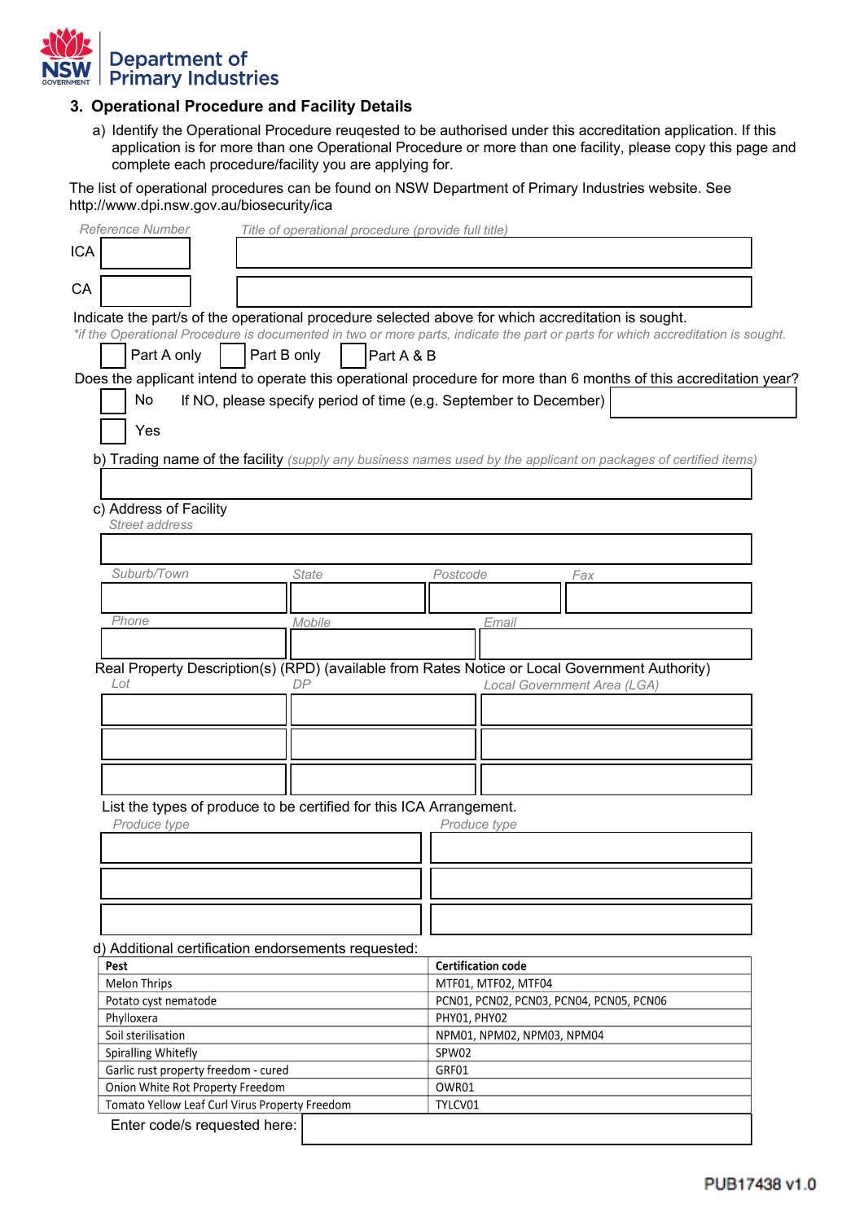## 3. Operational Procedure and Facility Details

a) Identify the Operational Procedure reuqested to be authorised under this accreditation application. If this application is for more than one Operational Procedure or more than one facility, please copy this page and complete each procedure/facility you are applying for.

The list of operational procedures can be found on NSW Department of Primary Industries website. See http://www.dpi.nsw.gov.au/biosecurity/ica

| | Reference Number | Title of operational procedure (provide full title) |
|---|---|---|
| ICA | | |
| CA | | |

Indicate the part/s of the operational procedure selected above for which accreditation is sought.

*\*if the Operational Procedure is documented in two or more parts, indicate the part or parts for which accreditation is sought.*

☐ Part A only ☐ Part B only ☐ Part A & B

Does the applicant intend to operate this operational procedure for more than 6 months of this accreditation year?

☐ No If NO, please specify period of time (e.g. September to December) ____________

☐ Yes

b) Trading name of the facility *(supply any business names used by the applicant on packages of certified items)*

____________

c) Address of Facility

*Street address*

____________

| *Suburb/Town* | *State* | *Postcode* | *Fax* |
|---|---|---|---|
| | | | |

| *Phone* | *Mobile* | *Email* |
|---|---|---|
| | | |

Real Property Description(s) (RPD) (available from Rates Notice or Local Government Authority)

| *Lot* | *DP* | *Local Government Area (LGA)* |
|---|---|---|
| | | |
| | | |
| | | |

List the types of produce to be certified for this ICA Arrangement.

| *Produce type* | *Produce type* |
|---|---|
| | |
| | |
| | |

d) Additional certification endorsements requested:

| Pest | Certification code |
|---|---|
| Melon Thrips | MTF01, MTF02, MTF04 |
| Potato cyst nematode | PCN01, PCN02, PCN03, PCN04, PCN05, PCN06 |
| Phylloxera | PHY01, PHY02 |
| Soil sterilisation | NPM01, NPM02, NPM03, NPM04 |
| Spiralling Whitefly | SPW02 |
| Garlic rust property freedom - cured | GRF01 |
| Onion White Rot Property Freedom | OWR01 |
| Tomato Yellow Leaf Curl Virus Property Freedom | TYLCV01 |

Enter code/s requested here: ____________

PUB17438 v1.0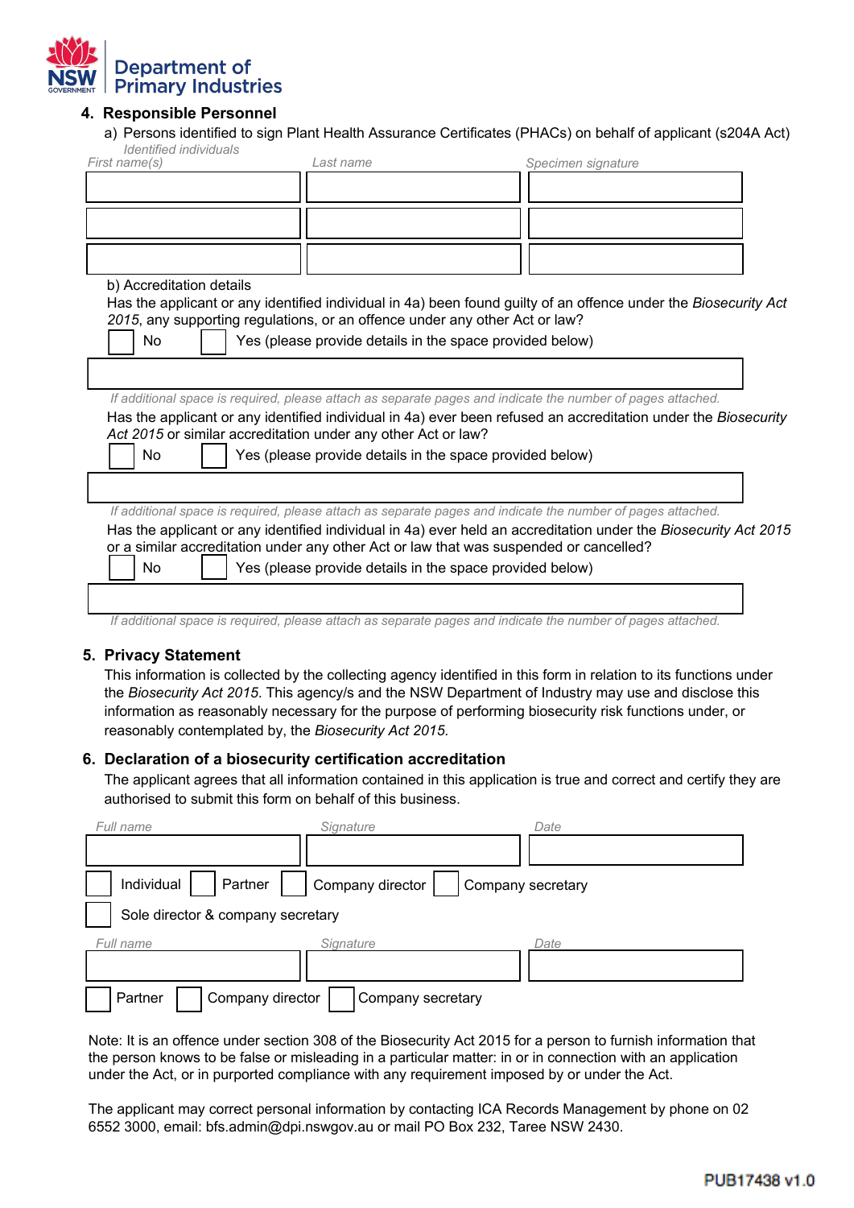## 4. Responsible Personnel

a) Persons identified to sign Plant Health Assurance Certificates (PHACs) on behalf of applicant (s204A Act)

*Identified individuals*

| *First name(s)* | *Last name* | *Specimen signature* |
| --- | --- | --- |
| | | |
| | | |
| | | |

b) Accreditation details

Has the applicant or any identified individual in 4a) been found guilty of an offence under the *Biosecurity Act 2015*, any supporting regulations, or an offence under any other Act or law?

☐ No ☐ Yes (please provide details in the space provided below)

*If additional space is required, please attach as separate pages and indicate the number of pages attached.*

Has the applicant or any identified individual in 4a) ever been refused an accreditation under the *Biosecurity Act 2015* or similar accreditation under any other Act or law?

☐ No ☐ Yes (please provide details in the space provided below)

*If additional space is required, please attach as separate pages and indicate the number of pages attached.*

Has the applicant or any identified individual in 4a) ever held an accreditation under the *Biosecurity Act 2015* or a similar accreditation under any other Act or law that was suspended or cancelled?

☐ No ☐ Yes (please provide details in the space provided below)

*If additional space is required, please attach as separate pages and indicate the number of pages attached.*

## 5. Privacy Statement

This information is collected by the collecting agency identified in this form in relation to its functions under the *Biosecurity Act 2015*. This agency/s and the NSW Department of Industry may use and disclose this information as reasonably necessary for the purpose of performing biosecurity risk functions under, or reasonably contemplated by, the *Biosecurity Act 2015*.

## 6. Declaration of a biosecurity certification accreditation

The applicant agrees that all information contained in this application is true and correct and certify they are authorised to submit this form on behalf of this business.

| *Full name* | *Signature* | *Date* |
| --- | --- | --- |
| | | |

☐ Individual ☐ Partner ☐ Company director ☐ Company secretary

☐ Sole director & company secretary

| *Full name* | *Signature* | *Date* |
| --- | --- | --- |
| | | |

☐ Partner ☐ Company director ☐ Company secretary

Note: It is an offence under section 308 of the Biosecurity Act 2015 for a person to furnish information that the person knows to be false or misleading in a particular matter: in or in connection with an application under the Act, or in purported compliance with any requirement imposed by or under the Act.

The applicant may correct personal information by contacting ICA Records Management by phone on 02 6552 3000, email: bfs.admin@dpi.nswgov.au or mail PO Box 232, Taree NSW 2430.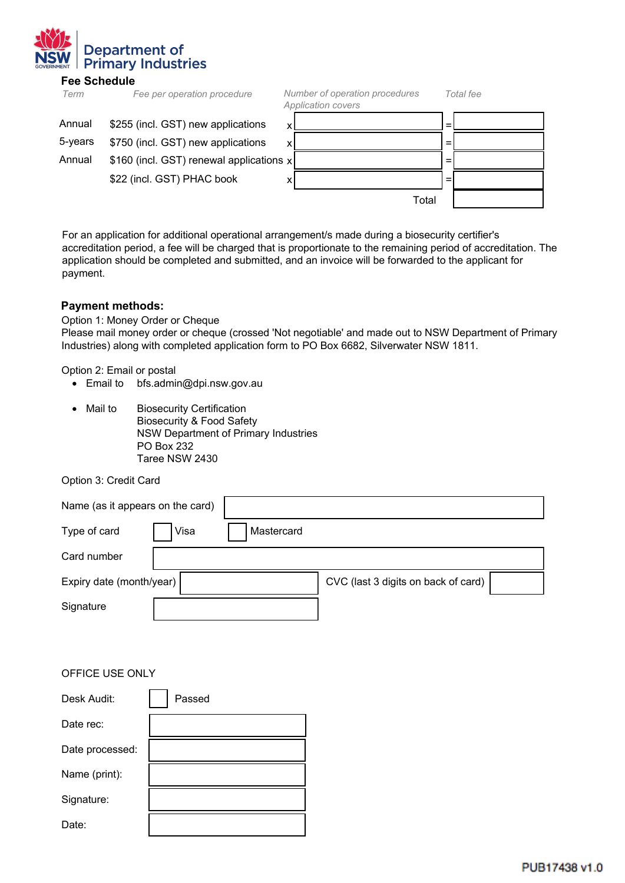NSW Department of Primary Industries

## Fee Schedule

| *Term* | *Fee per operation procedure* | | *Number of operation procedures Application covers* | | *Total fee* |
|---|---|---|---|---|---|
| Annual | $255 (incl. GST) new applications | x | | = | |
| 5-years | $750 (incl. GST) new applications | x | | = | |
| Annual | $160 (incl. GST) renewal applications | x | | = | |
| | $22 (incl. GST) PHAC book | x | | = | |
| | | | Total | | |

For an application for additional operational arrangement/s made during a biosecurity certifier's accreditation period, a fee will be charged that is proportionate to the remaining period of accreditation. The application should be completed and submitted, and an invoice will be forwarded to the applicant for payment.

**Payment methods:**

Option 1: Money Order or Cheque

Please mail money order or cheque (crossed 'Not negotiable' and made out to NSW Department of Primary Industries) along with completed application form to PO Box 6682, Silverwater NSW 1811.

Option 2: Email or postal

- Email to bfs.admin@dpi.nsw.gov.au
- Mail to Biosecurity Certification
  Biosecurity & Food Safety
  NSW Department of Primary Industries
  PO Box 232
  Taree NSW 2430

Option 3: Credit Card

Name (as it appears on the card)

Type of card ☐ Visa ☐ Mastercard

Card number

Expiry date (month/year) CVC (last 3 digits on back of card)

Signature

OFFICE USE ONLY

Desk Audit: ☐ Passed

Date rec:

Date processed:

Name (print):

Signature:

Date:

PUB17438 v1.0